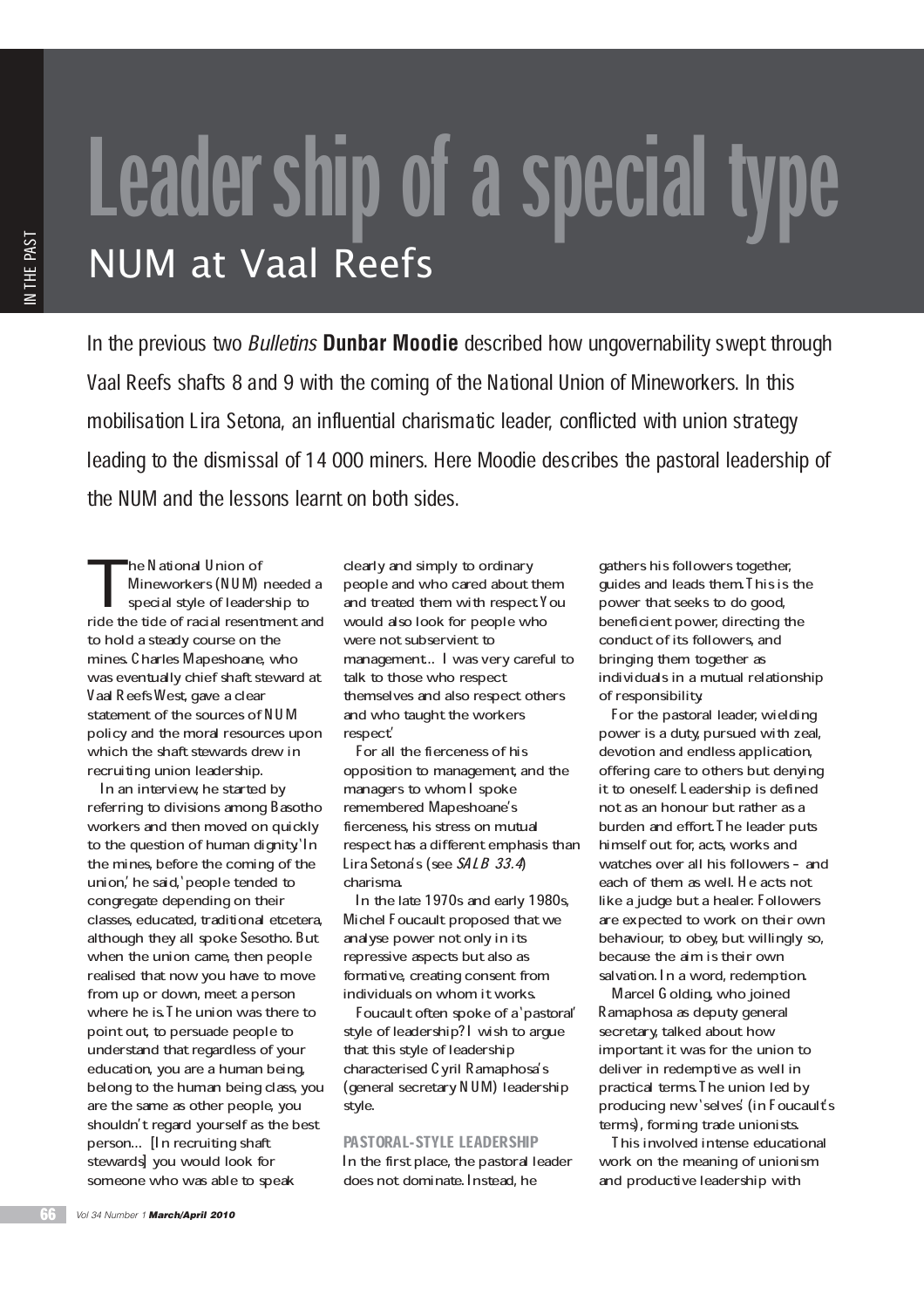# Leadership of a special type

## NUM at Vaal Reefs

In the previous two *Bulletins* **Dunbar Moodie** described how ungovernability swept through Vaal Reefs shafts 8 and 9 with the coming of the National Union of Mineworkers. In this mobilisation Lira Setona, an influential charismatic leader, conflicted with union strategy leading to the dismissal of 14 000 miners. Here Moodie describes the pastoral leadership of the NUM and the lessons learnt on both sides.

The National Union of Mineworkers (NUM) needed a special style of leadership to ride the tide of racial resentment and to hold a steady course on the mines. Charles Mapeshoane, who was eventually chief shaft steward at Vaal Reefs West, gave a clear statement of the sources of NUM policy and the moral resources upon which the shaft stewards drew in recruiting union leadership.

In an interview, he started by referring to divisions among Basotho workers and then moved on quickly to the question of human dignity. 'In the mines,' he said, 'before the coming of the union,' he said, 'people tended to congregate depending on their classes, educated, traditional etcetera, although they all spoke Sesotho. But when the union came, then people realised that now you have to move from up or down, meet a person where he is. The union was there to point out, to persuade people to understand that regardless of your education, you are a human being, belong to the human being class, you are the same as other people, you shouldn't regard yourself as the best person… [In recruiting shaft stewards] you would look for someone who was able to speak clearly and simply to ordinary people and who cared about them and treated them with respect. You would also look for people who were not subservient to management… I was very careful to talk to those who respect themselves and also respect others and who taught the workers respect.'

For all the fierceness of his opposition to management, and the managers to whom I spoke remembered Mapeshoane's fierceness, his stress on mutual respect has a different emphasis than Lira Setona's (see *SALB 33.4*) charisma.

In the late 1970s and early 1980s, Michel Foucault proposed that we analyse power not only in its repressive aspects but also as formative, creating consent from individuals on whom it works.

Foucault often spoke of a 'pastoral' style of leadership? I wish to argue that this style of leadership characterised Cyril Ramaphosa's (general secretary NUM) leadership style.

### PASTORAL-STYLE LEADERSHIP

In the first place, the pastoral leader does not dominate. Instead, he gathers his followers together, guides and leads them. This is the power that seeks to do good, beneficient power, directing the conduct of its followers, and bringing them together as individuals in a mutual relationship of responsibility.

For the pastoral leader, wielding power is a duty, pursued with zeal, devotion and endless application, offering care to others but denying it to oneself. Leadership is defined not as an honour but rather as a burden and effort. The leader puts himself out for, acts, works and watches over all his followers – and each of them as well. He acts not like a judge but a healer. Followers are expected to work on their own behaviour, to obey, but willingly so, because the aim is their own salvation. In a word, redemption.

Marcel Golding, who joined Ramaphosa as deputy general secretary, talked about how important it was for the union to deliver in redemptive as well in practical terms. The union led by producing new 'selves' (in Foucault's terms), forming trade unionists.

This involved intense educational work on the meaning of unionism and productive leadership with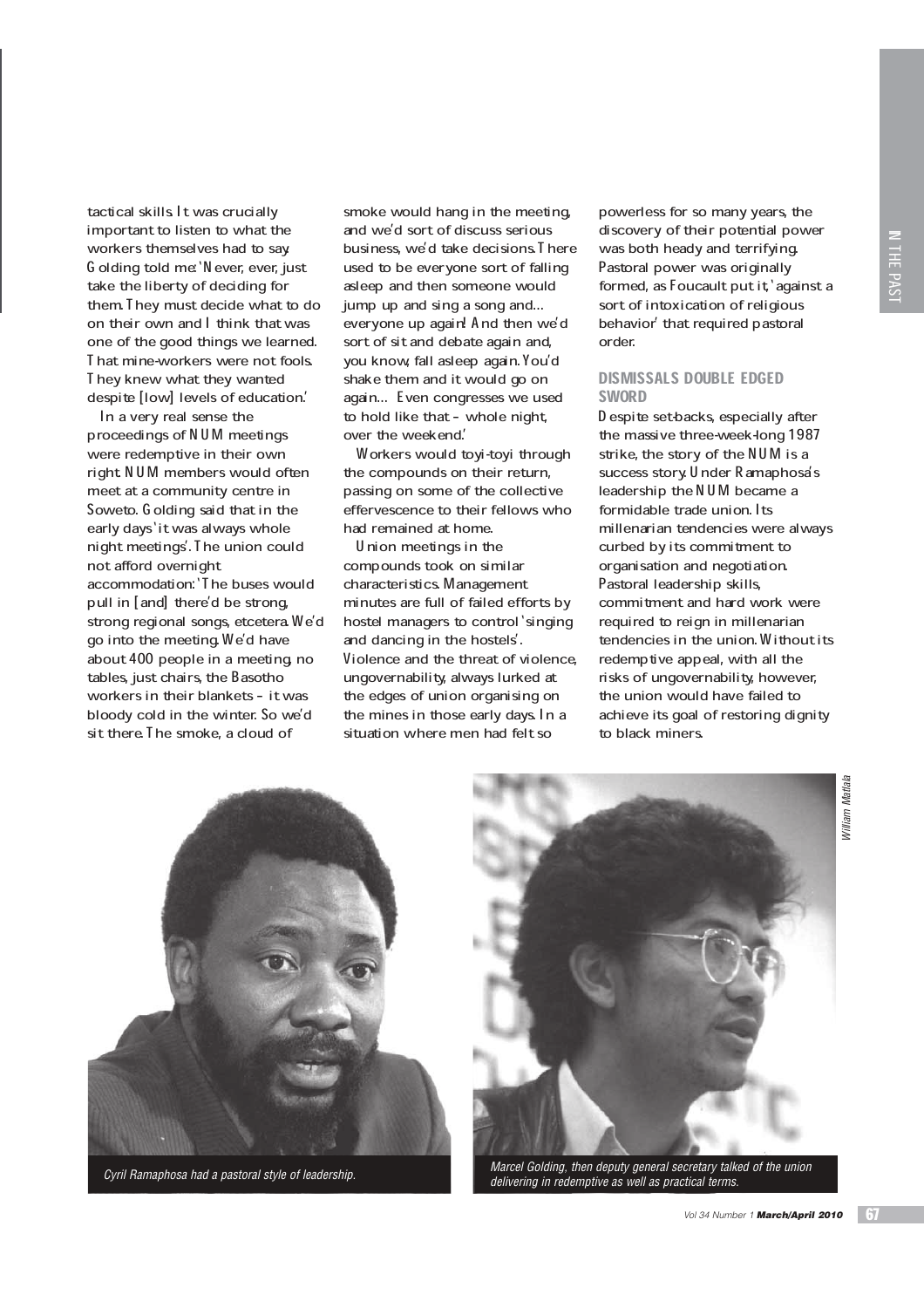tactical skills. It was crucially important to listen to what the workers themselves had to say. Golding told me: 'Never, ever, just take the liberty of deciding for them. They must decide what to do on their own and I think that was one of the good things we learned. That mine-workers were not fools. They knew what they wanted despite [low] levels of education.'

In a very real sense the proceedings of NUM meetings were redemptive in their own right. NUM members would often meet at a community centre in Soweto. Golding said that in the early days 'it was always whole night meetings'. The union could not afford overnight accommodation: 'The buses would pull in [and] there'd be strong, strong regional songs, etcetera. We'd go into the meeting. We'd have about 400 people in a meeting, no tables, just chairs, the Basotho workers in their blankets – it was bloody cold in the winter. So we'd sit there. The smoke, a cloud of smoke would hang in the meeting, and we'd sort of discuss serious business, we'd take decisions. There used to be everyone sort of falling asleep and then someone would jump up and sing a song and... everyone up again! And then we'd sort of sit and debate again and, you know, fall asleep again. You'd shake them and it would go on again... Even congresses we used to hold like that – whole night, over the weekend.'

Workers would toyi-toyi through the compounds on their return, passing on some of the collective effervescence to their fellows who had remained at home.

Union meetings in the compounds took on similar characteristics. Management minutes are full of failed efforts by hostel managers to control 'singing and dancing in the hostels'. Violence and the threat of violence, ungovernability, always lurked at the edges of union organising on the mines in those early days. In a situation where men had felt so powerless for so many years, the discovery of their potential power was both heady and terrifying. Pastoral power was originally formed, as Foucault put it, 'against a sort of intoxication of religious behavior' that required pastoral order.

## DISMISSALS DOUBLE EDGED SWORD

Despite set-backs, especially after the massive three-week-long 1987 strike, the story of the NUM is a success story. Under Ramaphosa's leadership the NUM became a formidable trade union. Its millenarian tendencies were always curbed by its commitment to organisation and negotiation. Pastoral leadership skills, commitment and hard work were required to reign in millenarian tendencies in the union. Without its redemptive appeal, with all the risks of ungovernability, however, the union would have failed to achieve its goal of restoring dignity to black miners.

*Cyril Ramaphosa had a pastoral style of leadership.*

*Marcel Golding, then deputy general secretary talked of the union delivering in redemptive as well as practical terms.*

*William Matlala*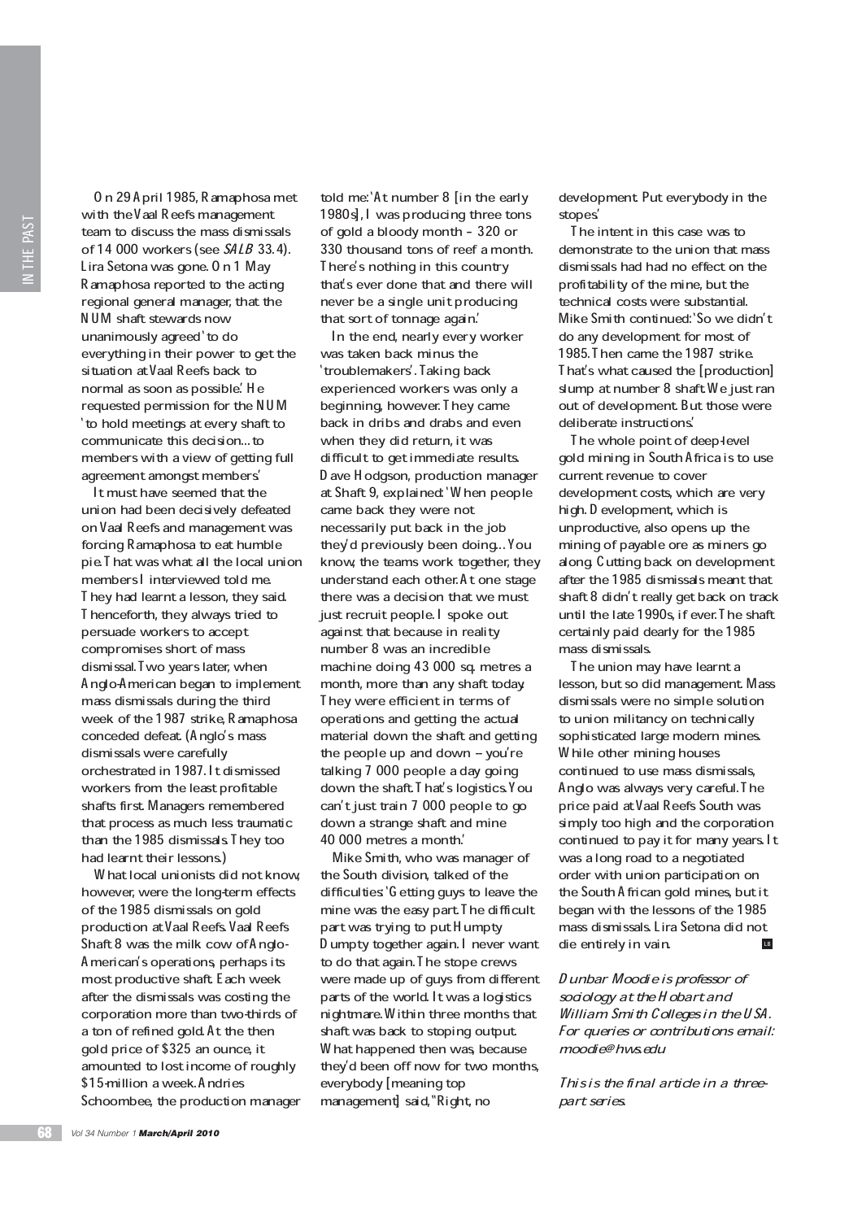On 29 April 1985, Ramaphosa met with the Vaal Reefs management team to discuss the mass dismissals of 14 000 workers (see *SALB* 33.4). Lira Setona was gone. On 1 May Ramaphosa reported to the acting regional general manager, that the NUM shaft stewards now unanimously agreed 'to do everything in their power to get the situation at Vaal Reefs back to normal as soon as possible.' He requested permission for the NUM 'to hold meetings at every shaft to communicate this decision...to members with a view of getting full agreement amongst members.'

It must have seemed that the union had been decisively defeated on Vaal Reefs and management was forcing Ramaphosa to eat humble pie. That was what all the local union members I interviewed told me. They had learnt a lesson, they said. Thenceforth, they always tried to persuade workers to accept compromises short of mass dismissal. Two years later, when Anglo-American began to implement mass dismissals during the third week of the 1987 strike, Ramaphosa conceded defeat. (Anglo's mass dismissals were carefully orchestrated in 1987. It dismissed workers from the least profitable shafts first. Managers remembered that process as much less traumatic than the 1985 dismissals. They too had learnt their lessons.)

What local unionists did not know, however, were the long-term effects of the 1985 dismissals on gold production at Vaal Reefs. Vaal Reefs Shaft 8 was the milk cow of Anglo-American's operations, perhaps its most productive shaft. Each week after the dismissals was costing the corporation more than two-thirds of a ton of refined gold. At the then gold price of $325 an ounce, it amounted to lost income of roughly $15-million a week. Andries Schoombee, the production manager told me: 'At number 8 [in the early 1980s], I was producing three tons of gold a bloody month – 320 or 330 thousand tons of reef a month. There's nothing in this country that's ever done that and there will never be a single unit producing that sort of tonnage again.'

In the end, nearly every worker was taken back minus the 'troublemakers'. Taking back experienced workers was only a beginning, however. They came back in dribs and drabs and even when they did return, it was difficult to get immediate results. Dave Hodgson, production manager at Shaft 9, explained: 'When people came back they were not necessarily put back in the job they'd previously been doing...You know, the teams work together, they understand each other. At one stage there was a decision that we must just recruit people. I spoke out against that because in reality number 8 was an incredible machine doing 43 000 sq. metres a month, more than any shaft today. They were efficient in terms of operations and getting the actual material down the shaft and getting the people up and down – you're talking 7 000 people a day going down the shaft. That's logistics. You can't just train 7 000 people to go down a strange shaft and mine 40 000 metres a month.'

Mike Smith, who was manager of the South division, talked of the difficulties 'Getting guys to leave the mine was the easy part. The difficult part was trying to put Humpty Dumpty together again. I never want to do that again. The stope crews were made up of guys from different parts of the world. It was a logistics nightmare. Within three months that shaft was back to stoping output. What happened then was, because they'd been off now for two months, everybody [meaning top management] said, "Right, no development. Put everybody in the stopes.'

The intent in this case was to demonstrate to the union that mass dismissals had had no effect on the profitability of the mine, but the technical costs were substantial. Mike Smith continued: 'So we didn't do any development for most of 1985. Then came the 1987 strike. That's what caused the [production] slump at number 8 shaft. We just ran out of development. But those were deliberate instructions.'

The whole point of deep-level gold mining in South Africa is to use current revenue to cover development costs, which are very high. Development, which is unproductive, also opens up the mining of payable ore as miners go along. Cutting back on development after the 1985 dismissals meant that shaft 8 didn't really get back on track until the late 1990s, if ever. The shaft certainly paid dearly for the 1985 mass dismissals.

The union may have learnt a lesson, but so did management. Mass dismissals were no simple solution to union militancy on technically sophisticated large mines. While other mining houses continued to use mass dismissals, Anglo was always very careful. The price paid at Vaal Reefs South was simply too high and the corporation continued to pay it for many years. It was a long road to a negotiated order with union participation on the South African gold mines, but it began with the lessons of the 1985 mass dismissals. Lira Setona did not die entirely in vain.

*Dunbar Moodie is professor of sociology at the Hobart and William Smith Colleges in the USA. For queries or contributions email: moodie@hws.edu*

*This is the final article in a three-part series.*